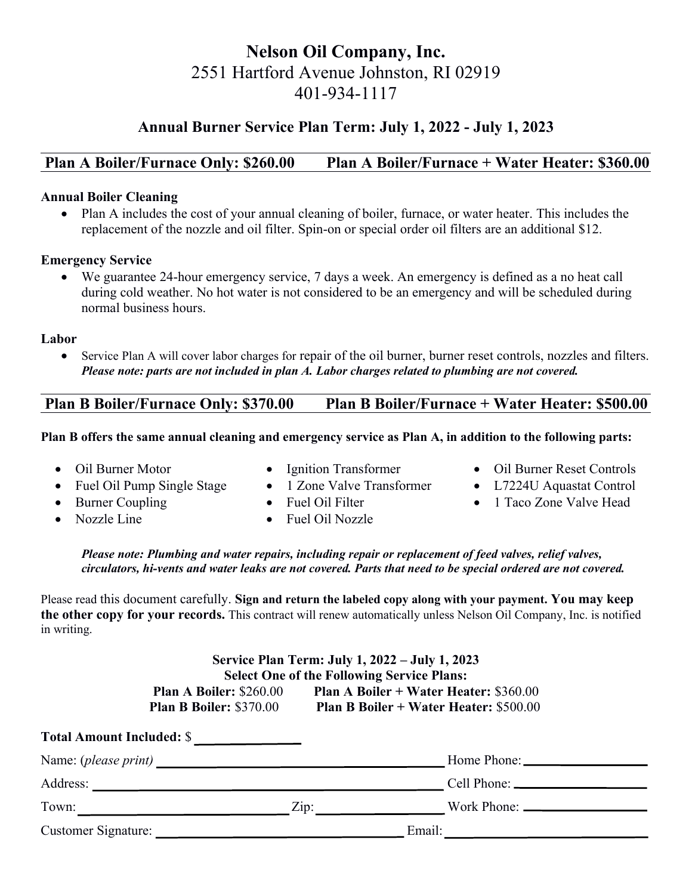# Nelson Oil Company, Inc.

2551 Hartford Avenue Johnston, RI 02919

401-934-1117

## Annual Burner Service Plan Term: July 1, 2022 - July 1, 2023

## Plan A Boiler/Furnace Only: $260.00 Plan A Boiler/Furnace + Water Heater: $360.00

**Annual Boiler Cleaning**

- Plan A includes the cost of your annual cleaning of boiler, furnace, or water heater. This includes the replacement of the nozzle and oil filter. Spin-on or special order oil filters are an additional $12.

**Emergency Service**

- We guarantee 24-hour emergency service, 7 days a week. An emergency is defined as a no heat call during cold weather. No hot water is not considered to be an emergency and will be scheduled during normal business hours.

**Labor**

- Service Plan A will cover labor charges for repair of the oil burner, burner reset controls, nozzles and filters. ***Please note: parts are not included in plan A. Labor charges related to plumbing are not covered.***

## Plan B Boiler/Furnace Only: $370.00 Plan B Boiler/Furnace + Water Heater: $500.00

**Plan B offers the same annual cleaning and emergency service as Plan A, in addition to the following parts:**

- Oil Burner Motor
- Fuel Oil Pump Single Stage
- Burner Coupling
- Nozzle Line
- Ignition Transformer
- 1 Zone Valve Transformer
- Fuel Oil Filter
- Fuel Oil Nozzle
- Oil Burner Reset Controls
- L7224U Aquastat Control
- 1 Taco Zone Valve Head

***Please note: Plumbing and water repairs, including repair or replacement of feed valves, relief valves, circulators, hi-vents and water leaks are not covered. Parts that need to be special ordered are not covered.***

Please read this document carefully. **Sign and return the labeled copy along with your payment. You may keep the other copy for your records.** This contract will renew automatically unless Nelson Oil Company, Inc. is notified in writing.

**Service Plan Term: July 1, 2022 – July 1, 2023**
**Select One of the Following Service Plans:**

**Plan A Boiler:** $260.00 **Plan A Boiler + Water Heater:** $360.00

**Plan B Boiler:** $370.00 **Plan B Boiler + Water Heater:** $500.00

**Total Amount Included:** $ ______________

Name: (*please print*) ______________________________ Home Phone: ______________

Address: ______________________________ Cell Phone: ______________

Town: ______________ Zip: ______________ Work Phone: ______________

Customer Signature: ______________________________ Email: ______________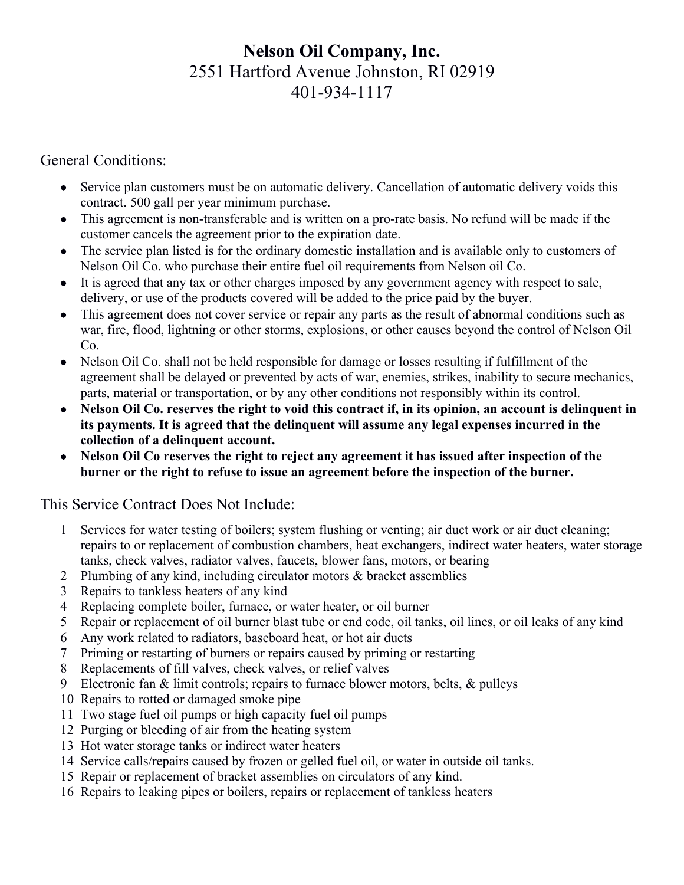# Nelson Oil Company, Inc.

2551 Hartford Avenue Johnston, RI 02919

401-934-1117

General Conditions:

- Service plan customers must be on automatic delivery. Cancellation of automatic delivery voids this contract. 500 gall per year minimum purchase.
- This agreement is non-transferable and is written on a pro-rate basis. No refund will be made if the customer cancels the agreement prior to the expiration date.
- The service plan listed is for the ordinary domestic installation and is available only to customers of Nelson Oil Co. who purchase their entire fuel oil requirements from Nelson oil Co.
- It is agreed that any tax or other charges imposed by any government agency with respect to sale, delivery, or use of the products covered will be added to the price paid by the buyer.
- This agreement does not cover service or repair any parts as the result of abnormal conditions such as war, fire, flood, lightning or other storms, explosions, or other causes beyond the control of Nelson Oil Co.
- Nelson Oil Co. shall not be held responsible for damage or losses resulting if fulfillment of the agreement shall be delayed or prevented by acts of war, enemies, strikes, inability to secure mechanics, parts, material or transportation, or by any other conditions not responsibly within its control.
- **Nelson Oil Co. reserves the right to void this contract if, in its opinion, an account is delinquent in its payments. It is agreed that the delinquent will assume any legal expenses incurred in the collection of a delinquent account.**
- **Nelson Oil Co reserves the right to reject any agreement it has issued after inspection of the burner or the right to refuse to issue an agreement before the inspection of the burner.**

This Service Contract Does Not Include:

1. Services for water testing of boilers; system flushing or venting; air duct work or air duct cleaning; repairs to or replacement of combustion chambers, heat exchangers, indirect water heaters, water storage tanks, check valves, radiator valves, faucets, blower fans, motors, or bearing
2. Plumbing of any kind, including circulator motors & bracket assemblies
3. Repairs to tankless heaters of any kind
4. Replacing complete boiler, furnace, or water heater, or oil burner
5. Repair or replacement of oil burner blast tube or end code, oil tanks, oil lines, or oil leaks of any kind
6. Any work related to radiators, baseboard heat, or hot air ducts
7. Priming or restarting of burners or repairs caused by priming or restarting
8. Replacements of fill valves, check valves, or relief valves
9. Electronic fan & limit controls; repairs to furnace blower motors, belts, & pulleys
10. Repairs to rotted or damaged smoke pipe
11. Two stage fuel oil pumps or high capacity fuel oil pumps
12. Purging or bleeding of air from the heating system
13. Hot water storage tanks or indirect water heaters
14. Service calls/repairs caused by frozen or gelled fuel oil, or water in outside oil tanks.
15. Repair or replacement of bracket assemblies on circulators of any kind.
16. Repairs to leaking pipes or boilers, repairs or replacement of tankless heaters